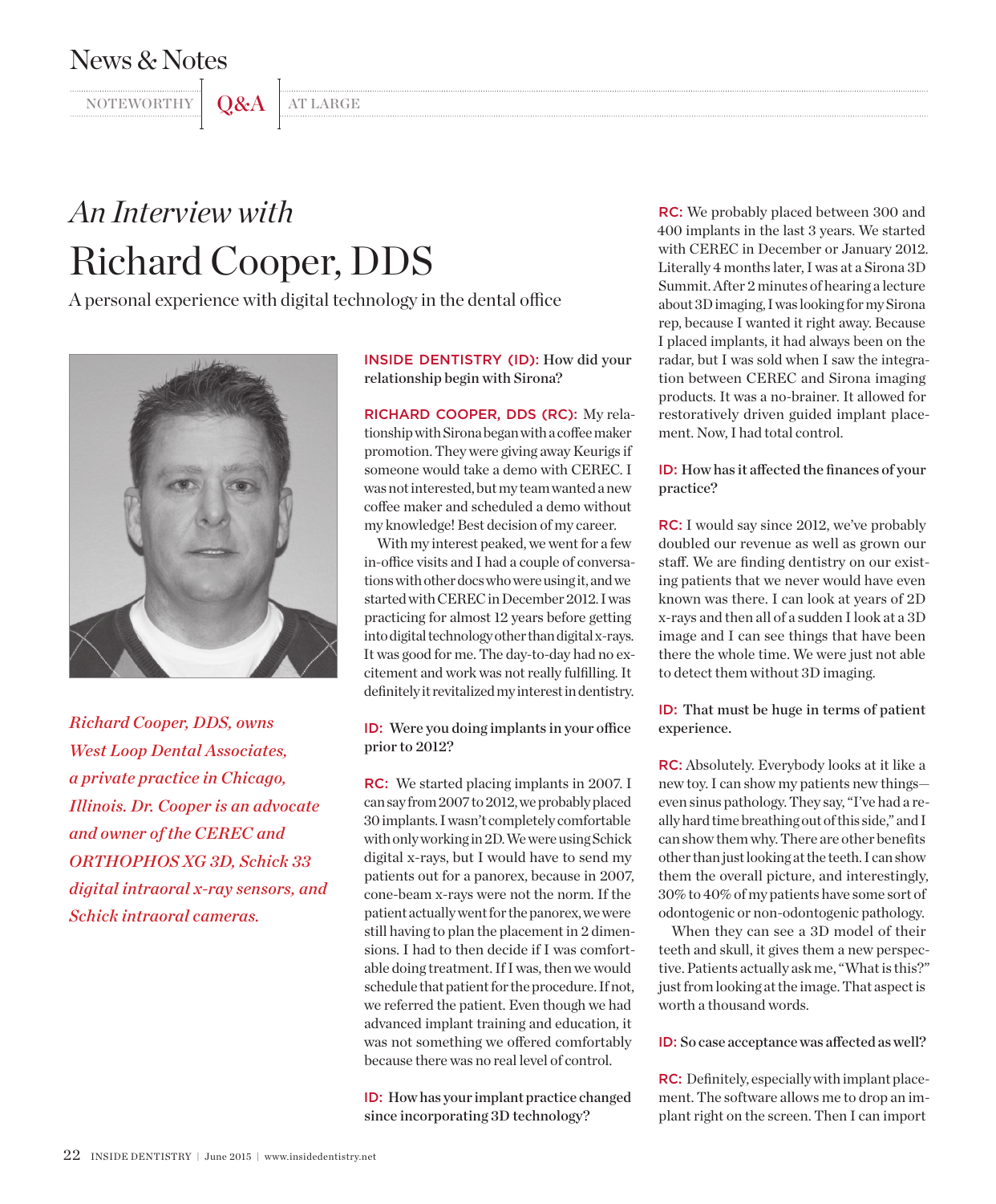News & Notes

NOTEWORTHY | **Q&A** | AT LARGE

# *An Interview with* Richard Cooper, DDS

A personal experience with digital technology in the dental office

*Richard Cooper, DDS, owns West Loop Dental Associates, a private practice in Chicago, Illinois. Dr. Cooper is an advocate and owner of the CEREC and ORTHOPHOS XG 3D, Schick 33 digital intraoral x-ray sensors, and Schick intraoral cameras.*

**INSIDE DENTISTRY (ID): How did your relationship begin with Sirona?**

**RICHARD COOPER, DDS (RC):** My relationship with Sirona began with a coffee maker promotion. They were giving away Keurigs if someone would take a demo with CEREC. I was not interested, but my team wanted a new coffee maker and scheduled a demo without my knowledge! Best decision of my career.

With my interest peaked, we went for a few in-office visits and I had a couple of conversations with other docs who were using it, and we started with CEREC in December 2012. I was practicing for almost 12 years before getting into digital technology other than digital x-rays. It was good for me. The day-to-day had no excitement and work was not really fulfilling. It definitely it revitalized my interest in dentistry.

**ID: Were you doing implants in your office prior to 2012?**

**RC:** We started placing implants in 2007. I can say from 2007 to 2012, we probably placed 30 implants. I wasn't completely comfortable with only working in 2D. We were using Schick digital x-rays, but I would have to send my patients out for a panorex, because in 2007, cone-beam x-rays were not the norm. If the patient actually went for the panorex, we were still having to plan the placement in 2 dimensions. I had to then decide if I was comfortable doing treatment. If I was, then we would schedule that patient for the procedure. If not, we referred the patient. Even though we had advanced implant training and education, it was not something we offered comfortably because there was no real level of control.

**ID: How has your implant practice changed since incorporating 3D technology?**

**RC:** We probably placed between 300 and 400 implants in the last 3 years. We started with CEREC in December or January 2012. Literally 4 months later, I was at a Sirona 3D Summit. After 2 minutes of hearing a lecture about 3D imaging, I was looking for my Sirona rep, because I wanted it right away. Because I placed implants, it had always been on the radar, but I was sold when I saw the integration between CEREC and Sirona imaging products. It was a no-brainer. It allowed for restoratively driven guided implant placement. Now, I had total control.

**ID: How has it affected the finances of your practice?**

**RC:** I would say since 2012, we've probably doubled our revenue as well as grown our staff. We are finding dentistry on our existing patients that we never would have even known was there. I can look at years of 2D x-rays and then all of a sudden I look at a 3D image and I can see things that have been there the whole time. We were just not able to detect them without 3D imaging.

**ID: That must be huge in terms of patient experience.**

**RC:** Absolutely. Everybody looks at it like a new toy. I can show my patients new things—even sinus pathology. They say, "I've had a really hard time breathing out of this side," and I can show them why. There are other benefits other than just looking at the teeth. I can show them the overall picture, and interestingly, 30% to 40% of my patients have some sort of odontogenic or non-odontogenic pathology.

When they can see a 3D model of their teeth and skull, it gives them a new perspective. Patients actually ask me, "What is this?" just from looking at the image. That aspect is worth a thousand words.

**ID: So case acceptance was affected as well?**

**RC:** Definitely, especially with implant placement. The software allows me to drop an implant right on the screen. Then I can import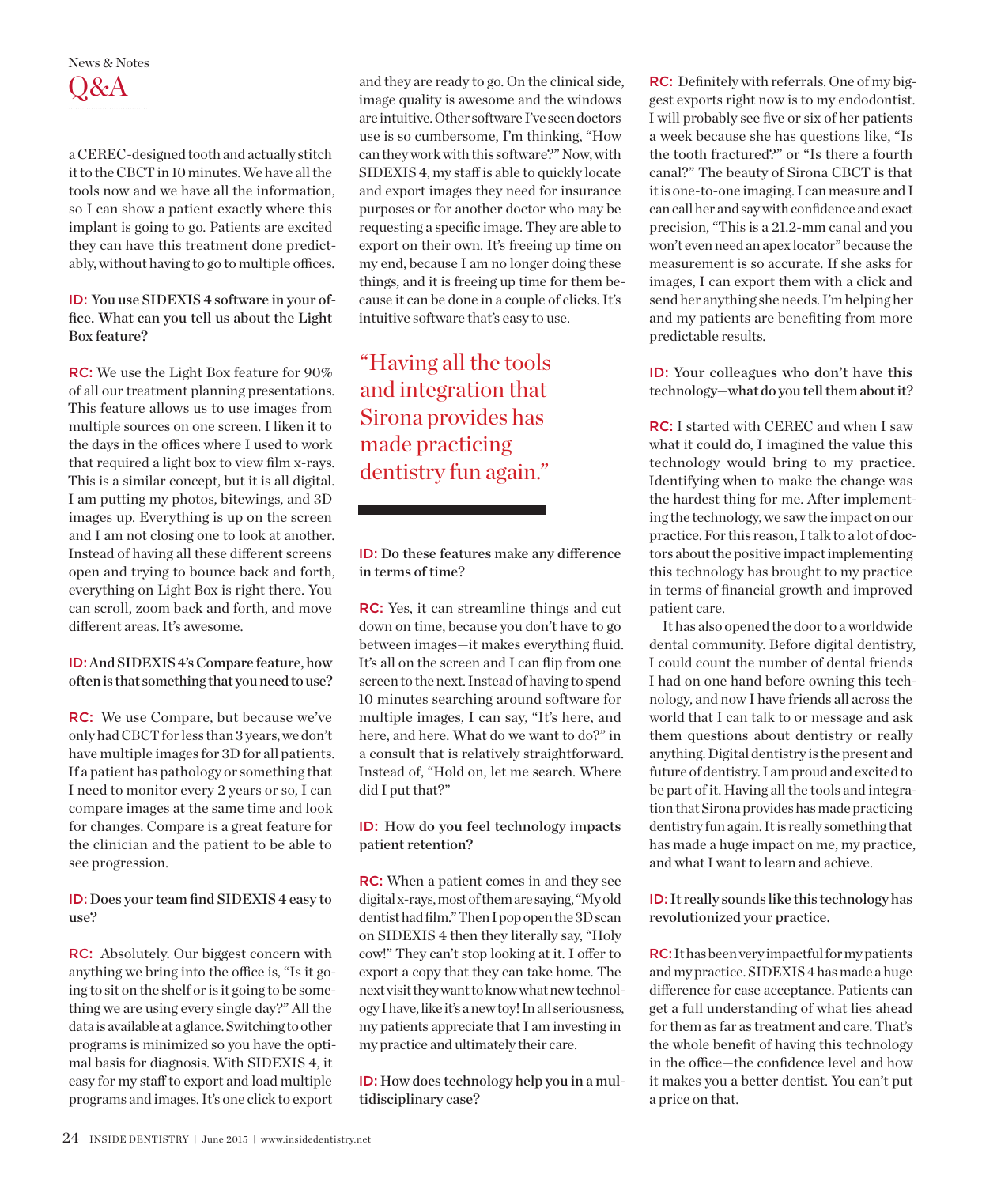a CEREC-designed tooth and actually stitch it to the CBCT in 10 minutes. We have all the tools now and we have all the information, so I can show a patient exactly where this implant is going to go. Patients are excited they can have this treatment done predictably, without having to go to multiple offices.

**ID: You use SIDEXIS 4 software in your office. What can you tell us about the Light Box feature?**

**RC:** We use the Light Box feature for 90% of all our treatment planning presentations. This feature allows us to use images from multiple sources on one screen. I liken it to the days in the offices where I used to work that required a light box to view film x-rays. This is a similar concept, but it is all digital. I am putting my photos, bitewings, and 3D images up. Everything is up on the screen and I am not closing one to look at another. Instead of having all these different screens open and trying to bounce back and forth, everything on Light Box is right there. You can scroll, zoom back and forth, and move different areas. It's awesome.

**ID: And SIDEXIS 4's Compare feature, how often is that something that you need to use?**

**RC:** We use Compare, but because we've only had CBCT for less than 3 years, we don't have multiple images for 3D for all patients. If a patient has pathology or something that I need to monitor every 2 years or so, I can compare images at the same time and look for changes. Compare is a great feature for the clinician and the patient to be able to see progression.

**ID: Does your team find SIDEXIS 4 easy to use?**

**RC:** Absolutely. Our biggest concern with anything we bring into the office is, "Is it going to sit on the shelf or is it going to be something we are using every single day?" All the data is available at a glance. Switching to other programs is minimized so you have the optimal basis for diagnosis. With SIDEXIS 4, it easy for my staff to export and load multiple programs and images. It's one click to export and they are ready to go. On the clinical side, image quality is awesome and the windows are intuitive. Other software I've seen doctors use is so cumbersome, I'm thinking, "How can they work with this software?" Now, with SIDEXIS 4, my staff is able to quickly locate and export images they need for insurance purposes or for another doctor who may be requesting a specific image. They are able to export on their own. It's freeing up time on my end, because I am no longer doing these things, and it is freeing up time for them because it can be done in a couple of clicks. It's intuitive software that's easy to use.

> "Having all the tools and integration that Sirona provides has made practicing dentistry fun again."

**ID: Do these features make any difference in terms of time?**

**RC:** Yes, it can streamline things and cut down on time, because you don't have to go between images—it makes everything fluid. It's all on the screen and I can flip from one screen to the next. Instead of having to spend 10 minutes searching around software for multiple images, I can say, "It's here, and here, and here. What do we want to do?" in a consult that is relatively straightforward. Instead of, "Hold on, let me search. Where did I put that?"

**ID: How do you feel technology impacts patient retention?**

**RC:** When a patient comes in and they see digital x-rays, most of them are saying, "My old dentist had film." Then I pop open the 3D scan on SIDEXIS 4 then they literally say, "Holy cow!" They can't stop looking at it. I offer to export a copy that they can take home. The next visit they want to know what new technology I have, like it's a new toy! In all seriousness, my patients appreciate that I am investing in my practice and ultimately their care.

**ID: How does technology help you in a multidisciplinary case?**

**RC:** Definitely with referrals. One of my biggest exports right now is to my endodontist. I will probably see five or six of her patients a week because she has questions like, "Is the tooth fractured?" or "Is there a fourth canal?" The beauty of Sirona CBCT is that it is one-to-one imaging. I can measure and I can call her and say with confidence and exact precision, "This is a 21.2-mm canal and you won't even need an apex locator" because the measurement is so accurate. If she asks for images, I can export them with a click and send her anything she needs. I'm helping her and my patients are benefiting from more predictable results.

**ID: Your colleagues who don't have this technology—what do you tell them about it?**

**RC:** I started with CEREC and when I saw what it could do, I imagined the value this technology would bring to my practice. Identifying when to make the change was the hardest thing for me. After implementing the technology, we saw the impact on our practice. For this reason, I talk to a lot of doctors about the positive impact implementing this technology has brought to my practice in terms of financial growth and improved patient care.

It has also opened the door to a worldwide dental community. Before digital dentistry, I could count the number of dental friends I had on one hand before owning this technology, and now I have friends all across the world that I can talk to or message and ask them questions about dentistry or really anything. Digital dentistry is the present and future of dentistry. I am proud and excited to be part of it. Having all the tools and integration that Sirona provides has made practicing dentistry fun again. It is really something that has made a huge impact on me, my practice, and what I want to learn and achieve.

**ID: It really sounds like this technology has revolutionized your practice.**

**RC:** It has been very impactful for my patients and my practice. SIDEXIS 4 has made a huge difference for case acceptance. Patients can get a full understanding of what lies ahead for them as far as treatment and care. That's the whole benefit of having this technology in the office—the confidence level and how it makes you a better dentist. You can't put a price on that.